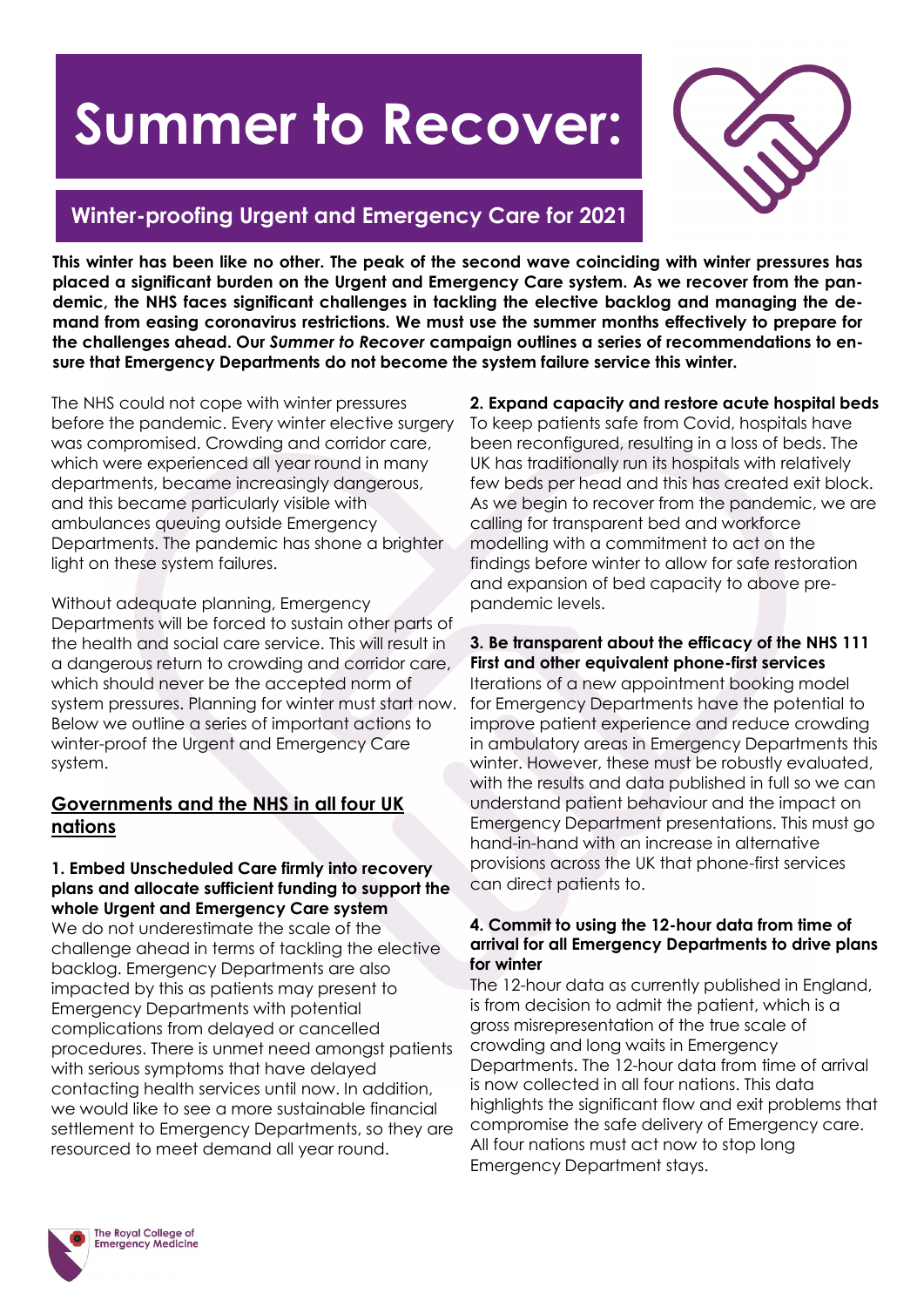# Summer to Recover:

## Winter-proofing Urgent and Emergency Care for 2021

**This winter has been like no other. The peak of the second wave coinciding with winter pressures has placed a significant burden on the Urgent and Emergency Care system. As we recover from the pandemic, the NHS faces significant challenges in tackling the elective backlog and managing the demand from easing coronavirus restrictions. We must use the summer months effectively to prepare for the challenges ahead. Our *Summer to Recover* campaign outlines a series of recommendations to ensure that Emergency Departments do not become the system failure service this winter.**

The NHS could not cope with winter pressures before the pandemic. Every winter elective surgery was compromised. Crowding and corridor care, which were experienced all year round in many departments, became increasingly dangerous, and this became particularly visible with ambulances queuing outside Emergency Departments. The pandemic has shone a brighter light on these system failures.

Without adequate planning, Emergency Departments will be forced to sustain other parts of the health and social care service. This will result in a dangerous return to crowding and corridor care, which should never be the accepted norm of system pressures. Planning for winter must start now. Below we outline a series of important actions to winter-proof the Urgent and Emergency Care system.

### Governments and the NHS in all four UK nations

**1. Embed Unscheduled Care firmly into recovery plans and allocate sufficient funding to support the whole Urgent and Emergency Care system**

We do not underestimate the scale of the challenge ahead in terms of tackling the elective backlog. Emergency Departments are also impacted by this as patients may present to Emergency Departments with potential complications from delayed or cancelled procedures. There is unmet need amongst patients with serious symptoms that have delayed contacting health services until now. In addition, we would like to see a more sustainable financial settlement to Emergency Departments, so they are resourced to meet demand all year round.

**2. Expand capacity and restore acute hospital beds**

To keep patients safe from Covid, hospitals have been reconfigured, resulting in a loss of beds. The UK has traditionally run its hospitals with relatively few beds per head and this has created exit block. As we begin to recover from the pandemic, we are calling for transparent bed and workforce modelling with a commitment to act on the findings before winter to allow for safe restoration and expansion of bed capacity to above pre-pandemic levels.

**3. Be transparent about the efficacy of the NHS 111 First and other equivalent phone-first services**

Iterations of a new appointment booking model for Emergency Departments have the potential to improve patient experience and reduce crowding in ambulatory areas in Emergency Departments this winter. However, these must be robustly evaluated, with the results and data published in full so we can understand patient behaviour and the impact on Emergency Department presentations. This must go hand-in-hand with an increase in alternative provisions across the UK that phone-first services can direct patients to.

**4. Commit to using the 12-hour data from time of arrival for all Emergency Departments to drive plans for winter**

The 12-hour data as currently published in England, is from decision to admit the patient, which is a gross misrepresentation of the true scale of crowding and long waits in Emergency Departments. The 12-hour data from time of arrival is now collected in all four nations. This data highlights the significant flow and exit problems that compromise the safe delivery of Emergency care. All four nations must act now to stop long Emergency Department stays.

The Royal College of Emergency Medicine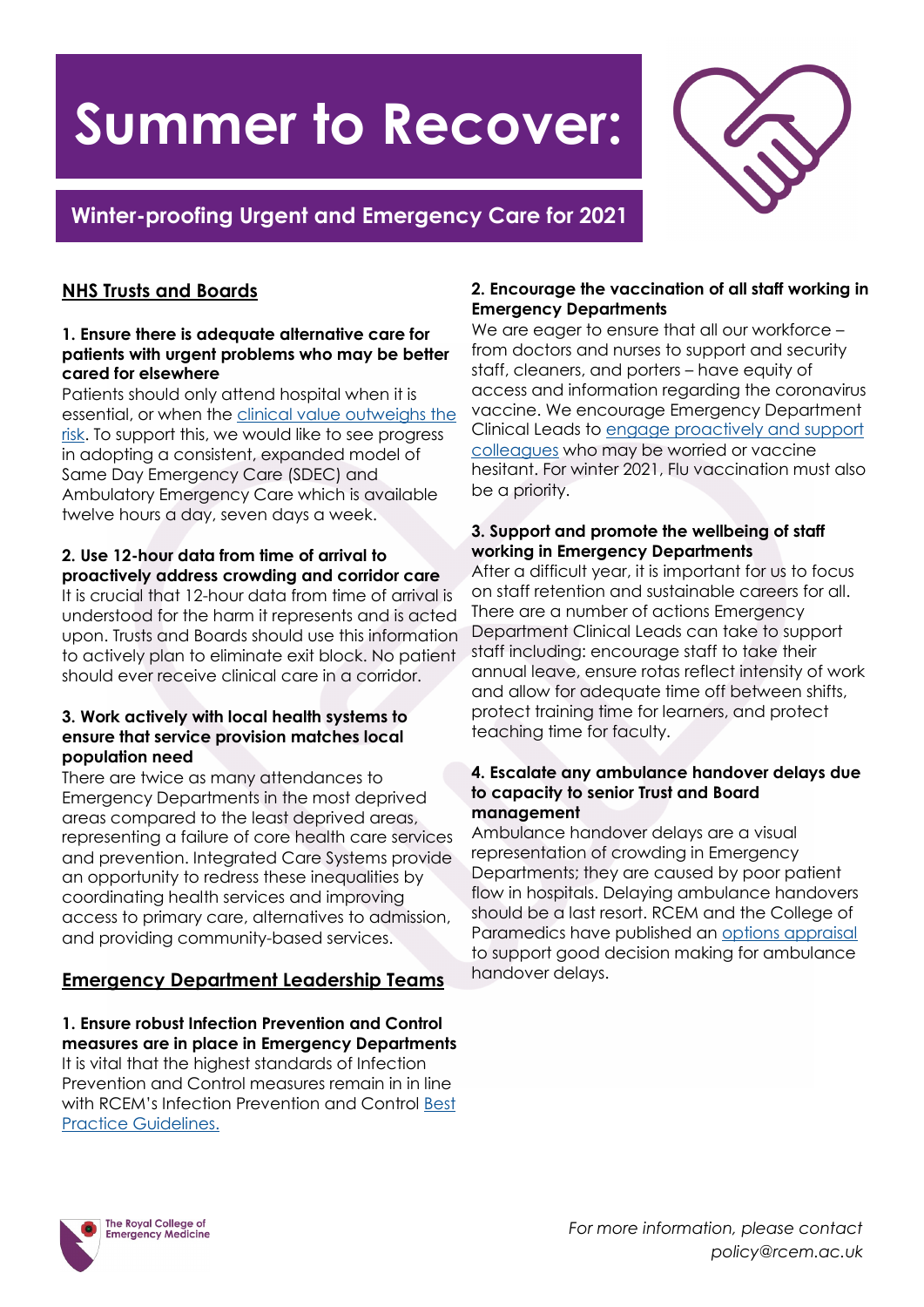# Summer to Recover:

## Winter-proofing Urgent and Emergency Care for 2021

## NHS Trusts and Boards

**1. Ensure there is adequate alternative care for patients with urgent problems who may be better cared for elsewhere**

Patients should only attend hospital when it is essential, or when the clinical value outweighs the risk. To support this, we would like to see progress in adopting a consistent, expanded model of Same Day Emergency Care (SDEC) and Ambulatory Emergency Care which is available twelve hours a day, seven days a week.

**2. Use 12-hour data from time of arrival to proactively address crowding and corridor care**

It is crucial that 12-hour data from time of arrival is understood for the harm it represents and is acted upon. Trusts and Boards should use this information to actively plan to eliminate exit block. No patient should ever receive clinical care in a corridor.

**3. Work actively with local health systems to ensure that service provision matches local population need**

There are twice as many attendances to Emergency Departments in the most deprived areas compared to the least deprived areas, representing a failure of core health care services and prevention. Integrated Care Systems provide an opportunity to redress these inequalities by coordinating health services and improving access to primary care, alternatives to admission, and providing community-based services.

## Emergency Department Leadership Teams

**1. Ensure robust Infection Prevention and Control measures are in place in Emergency Departments**

It is vital that the highest standards of Infection Prevention and Control measures remain in in line with RCEM's Infection Prevention and Control Best Practice Guidelines.

**2. Encourage the vaccination of all staff working in Emergency Departments**

We are eager to ensure that all our workforce – from doctors and nurses to support and security staff, cleaners, and porters – have equity of access and information regarding the coronavirus vaccine. We encourage Emergency Department Clinical Leads to engage proactively and support colleagues who may be worried or vaccine hesitant. For winter 2021, Flu vaccination must also be a priority.

**3. Support and promote the wellbeing of staff working in Emergency Departments**

After a difficult year, it is important for us to focus on staff retention and sustainable careers for all. There are a number of actions Emergency Department Clinical Leads can take to support staff including: encourage staff to take their annual leave, ensure rotas reflect intensity of work and allow for adequate time off between shifts, protect training time for learners, and protect teaching time for faculty.

**4. Escalate any ambulance handover delays due to capacity to senior Trust and Board management**

Ambulance handover delays are a visual representation of crowding in Emergency Departments; they are caused by poor patient flow in hospitals. Delaying ambulance handovers should be a last resort. RCEM and the College of Paramedics have published an options appraisal to support good decision making for ambulance handover delays.

The Royal College of Emergency Medicine

*For more information, please contact policy@rcem.ac.uk*